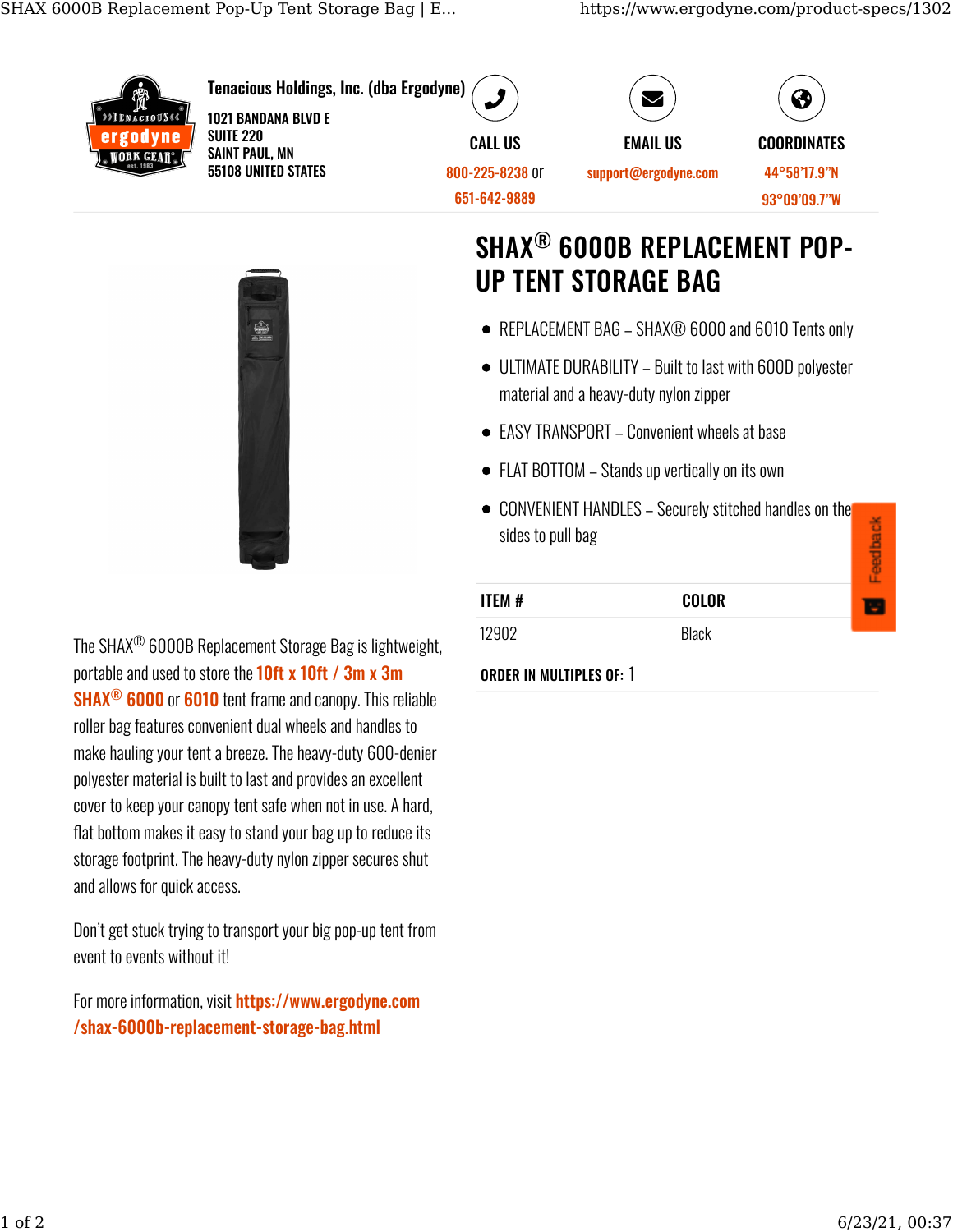**Tenacious Holdings, Inc. (dba Ergodyne)**

1021 BANDANA BLVD E
SUITE 220
SAINT PAUL, MN
55108 UNITED STATES

**CALL US**
800-225-8238 or
651-642-9889

**EMAIL US**
support@ergodyne.com

**COORDINATES**
44°58'17.9"N
93°09'09.7"W

# SHAX® 6000B REPLACEMENT POP-UP TENT STORAGE BAG

- REPLACEMENT BAG – SHAX® 6000 and 6010 Tents only
- ULTIMATE DURABILITY – Built to last with 600D polyester material and a heavy-duty nylon zipper
- EASY TRANSPORT – Convenient wheels at base
- FLAT BOTTOM – Stands up vertically on its own
- CONVENIENT HANDLES – Securely stitched handles on the sides to pull bag

| ITEM # | COLOR |
|---|---|
| 12902 | Black |

**ORDER IN MULTIPLES OF:** 1

The SHAX® 6000B Replacement Storage Bag is lightweight, portable and used to store the 10ft x 10ft / 3m x 3m SHAX® 6000 or 6010 tent frame and canopy. This reliable roller bag features convenient dual wheels and handles to make hauling your tent a breeze. The heavy-duty 600-denier polyester material is built to last and provides an excellent cover to keep your canopy tent safe when not in use. A hard, flat bottom makes it easy to stand your bag up to reduce its storage footprint. The heavy-duty nylon zipper secures shut and allows for quick access.

Don't get stuck trying to transport your big pop-up tent from event to events without it!

For more information, visit https://www.ergodyne.com/shax-6000b-replacement-storage-bag.html